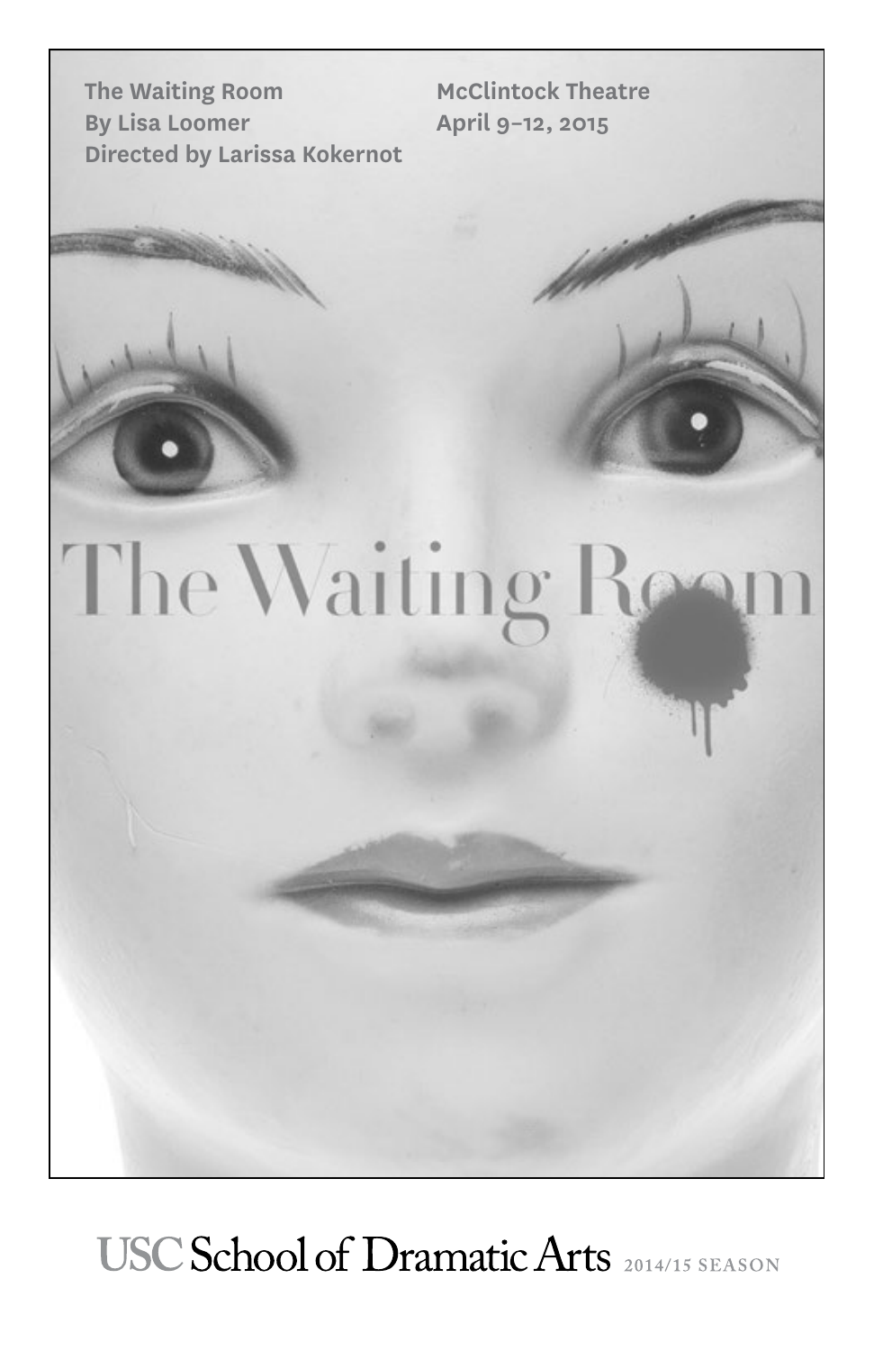The Waiting Room
By Lisa Loomer
Directed by Larissa Kokernot

McClintock Theatre
April 9–12, 2015

# The Waiting Room

USC School of Dramatic Arts 2014/15 SEASON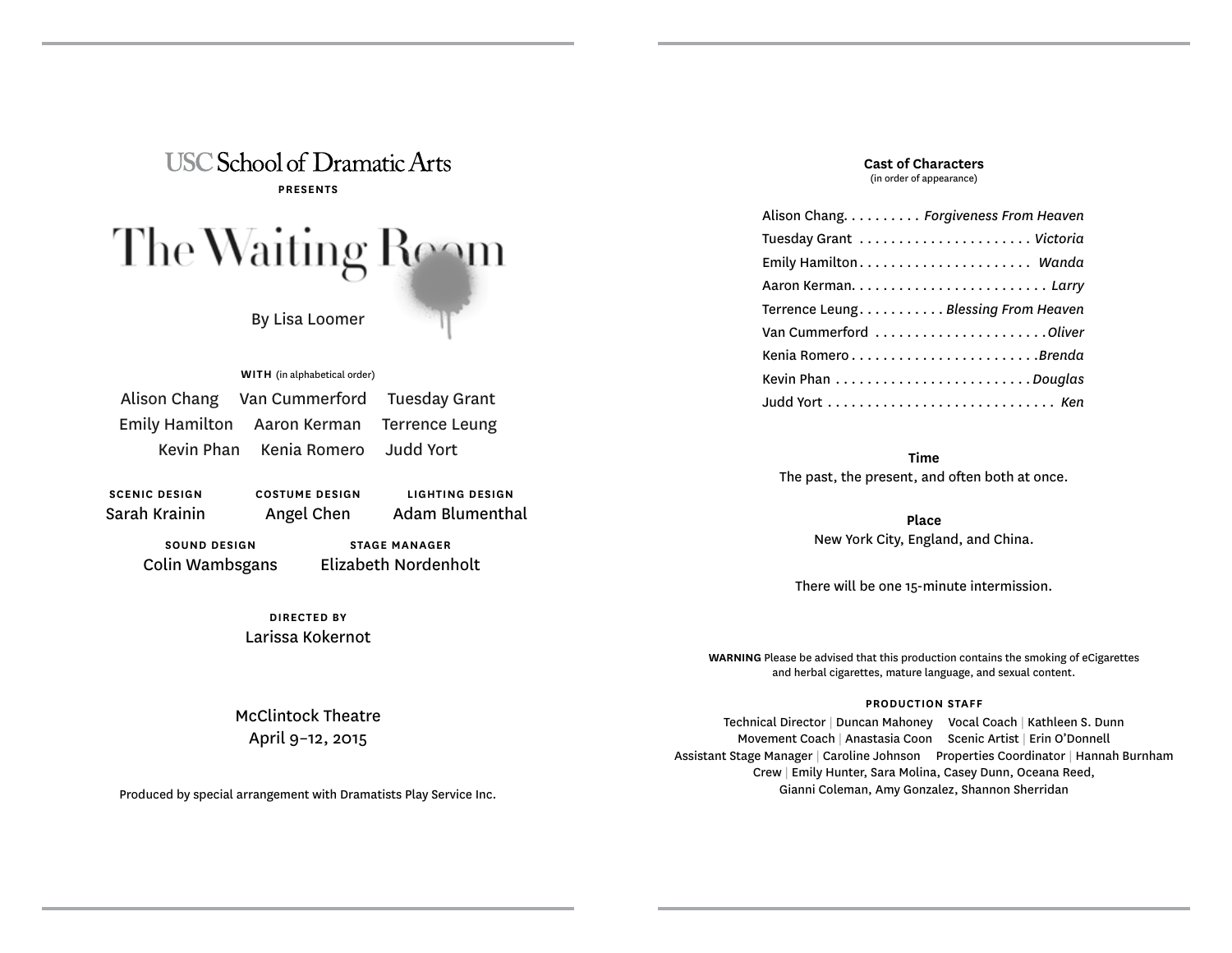USC School of Dramatic Arts

**PRESENTS**

# The Waiting Room

By Lisa Loomer

**WITH** (in alphabetical order)

Alison Chang Van Cummerford Tuesday Grant
Emily Hamilton Aaron Kerman Terrence Leung
Kevin Phan Kenia Romero Judd Yort

**SCENIC DESIGN**
Sarah Krainin

**COSTUME DESIGN**
Angel Chen

**LIGHTING DESIGN**
Adam Blumenthal

**SOUND DESIGN**
Colin Wambsgans

**STAGE MANAGER**
Elizabeth Nordenholt

**DIRECTED BY**
Larissa Kokernot

McClintock Theatre
April 9–12, 2015

Produced by special arrangement with Dramatists Play Service Inc.

## Cast of Characters
(in order of appearance)

Alison Chang. . . . . . . . . . *Forgiveness From Heaven*
Tuesday Grant . . . . . . . . . . . . . . . . . . . . . . *Victoria*
Emily Hamilton . . . . . . . . . . . . . . . . . . . . . *Wanda*
Aaron Kerman. . . . . . . . . . . . . . . . . . . . . . . . *Larry*
Terrence Leung . . . . . . . . . . . *Blessing From Heaven*
Van Cummerford . . . . . . . . . . . . . . . . . . . . . *Oliver*
Kenia Romero . . . . . . . . . . . . . . . . . . . . . . . *Brenda*
Kevin Phan . . . . . . . . . . . . . . . . . . . . . . . . *Douglas*
Judd Yort . . . . . . . . . . . . . . . . . . . . . . . . . . . . *Ken*

**Time**
The past, the present, and often both at once.

**Place**
New York City, England, and China.

There will be one 15-minute intermission.

**WARNING** Please be advised that this production contains the smoking of eCigarettes and herbal cigarettes, mature language, and sexual content.

**PRODUCTION STAFF**

Technical Director | Duncan Mahoney
Vocal Coach | Kathleen S. Dunn
Movement Coach | Anastasia Coon
Scenic Artist | Erin O'Donnell
Assistant Stage Manager | Caroline Johnson
Properties Coordinator | Hannah Burnham
Crew | Emily Hunter, Sara Molina, Casey Dunn, Oceana Reed, Gianni Coleman, Amy Gonzalez, Shannon Sherridan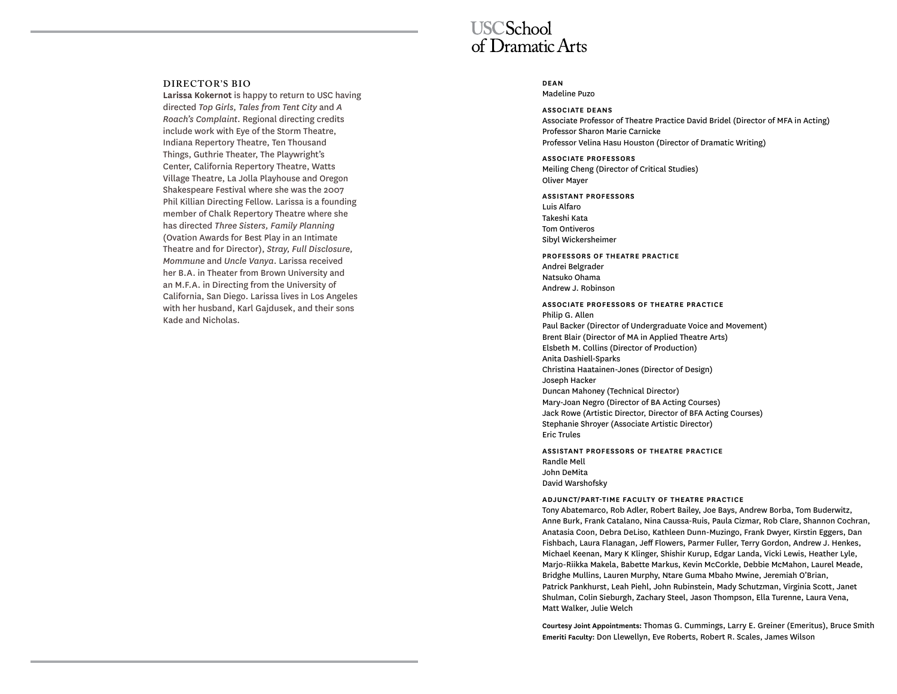## DIRECTOR'S BIO

**Larissa Kokernot** is happy to return to USC having directed *Top Girls, Tales from Tent City* and *A Roach's Complaint*. Regional directing credits include work with Eye of the Storm Theatre, Indiana Repertory Theatre, Ten Thousand Things, Guthrie Theater, The Playwright's Center, California Repertory Theatre, Watts Village Theatre, La Jolla Playhouse and Oregon Shakespeare Festival where she was the 2007 Phil Killian Directing Fellow. Larissa is a founding member of Chalk Repertory Theatre where she has directed *Three Sisters, Family Planning* (Ovation Awards for Best Play in an Intimate Theatre and for Director), *Stray, Full Disclosure, Mommune* and *Uncle Vanya*. Larissa received her B.A. in Theater from Brown University and an M.F.A. in Directing from the University of California, San Diego. Larissa lives in Los Angeles with her husband, Karl Gajdusek, and their sons Kade and Nicholas.

# USC School of Dramatic Arts

**DEAN**
Madeline Puzo

**ASSOCIATE DEANS**
Associate Professor of Theatre Practice David Bridel (Director of MFA in Acting)
Professor Sharon Marie Carnicke
Professor Velina Hasu Houston (Director of Dramatic Writing)

**ASSOCIATE PROFESSORS**
Meiling Cheng (Director of Critical Studies)
Oliver Mayer

**ASSISTANT PROFESSORS**
Luis Alfaro
Takeshi Kata
Tom Ontiveros
Sibyl Wickersheimer

**PROFESSORS OF THEATRE PRACTICE**
Andrei Belgrader
Natsuko Ohama
Andrew J. Robinson

**ASSOCIATE PROFESSORS OF THEATRE PRACTICE**
Philip G. Allen
Paul Backer (Director of Undergraduate Voice and Movement)
Brent Blair (Director of MA in Applied Theatre Arts)
Elsbeth M. Collins (Director of Production)
Anita Dashiell-Sparks
Christina Haatainen-Jones (Director of Design)
Joseph Hacker
Duncan Mahoney (Technical Director)
Mary-Joan Negro (Director of BA Acting Courses)
Jack Rowe (Artistic Director, Director of BFA Acting Courses)
Stephanie Shroyer (Associate Artistic Director)
Eric Trules

**ASSISTANT PROFESSORS OF THEATRE PRACTICE**
Randle Mell
John DeMita
David Warshofsky

**ADJUNCT/PART-TIME FACULTY OF THEATRE PRACTICE**
Tony Abatemarco, Rob Adler, Robert Bailey, Joe Bays, Andrew Borba, Tom Buderwitz, Anne Burk, Frank Catalano, Nina Caussa-Ruis, Paula Cizmar, Rob Clare, Shannon Cochran, Anatasia Coon, Debra DeLiso, Kathleen Dunn-Muzingo, Frank Dwyer, Kirstin Eggers, Dan Fishbach, Laura Flanagan, Jeff Flowers, Parmer Fuller, Terry Gordon, Andrew J. Henkes, Michael Keenan, Mary K Klinger, Shishir Kurup, Edgar Landa, Vicki Lewis, Heather Lyle, Marjo-Riikka Makela, Babette Markus, Kevin McCorkle, Debbie McMahon, Laurel Meade, Bridghe Mullins, Lauren Murphy, Ntare Guma Mbaho Mwine, Jeremiah O'Brian, Patrick Pankhurst, Leah Piehl, John Rubinstein, Mady Schutzman, Virginia Scott, Janet Shulman, Colin Sieburgh, Zachary Steel, Jason Thompson, Ella Turenne, Laura Vena, Matt Walker, Julie Welch

**Courtesy Joint Appointments:** Thomas G. Cummings, Larry E. Greiner (Emeritus), Bruce Smith
**Emeriti Faculty:** Don Llewellyn, Eve Roberts, Robert R. Scales, James Wilson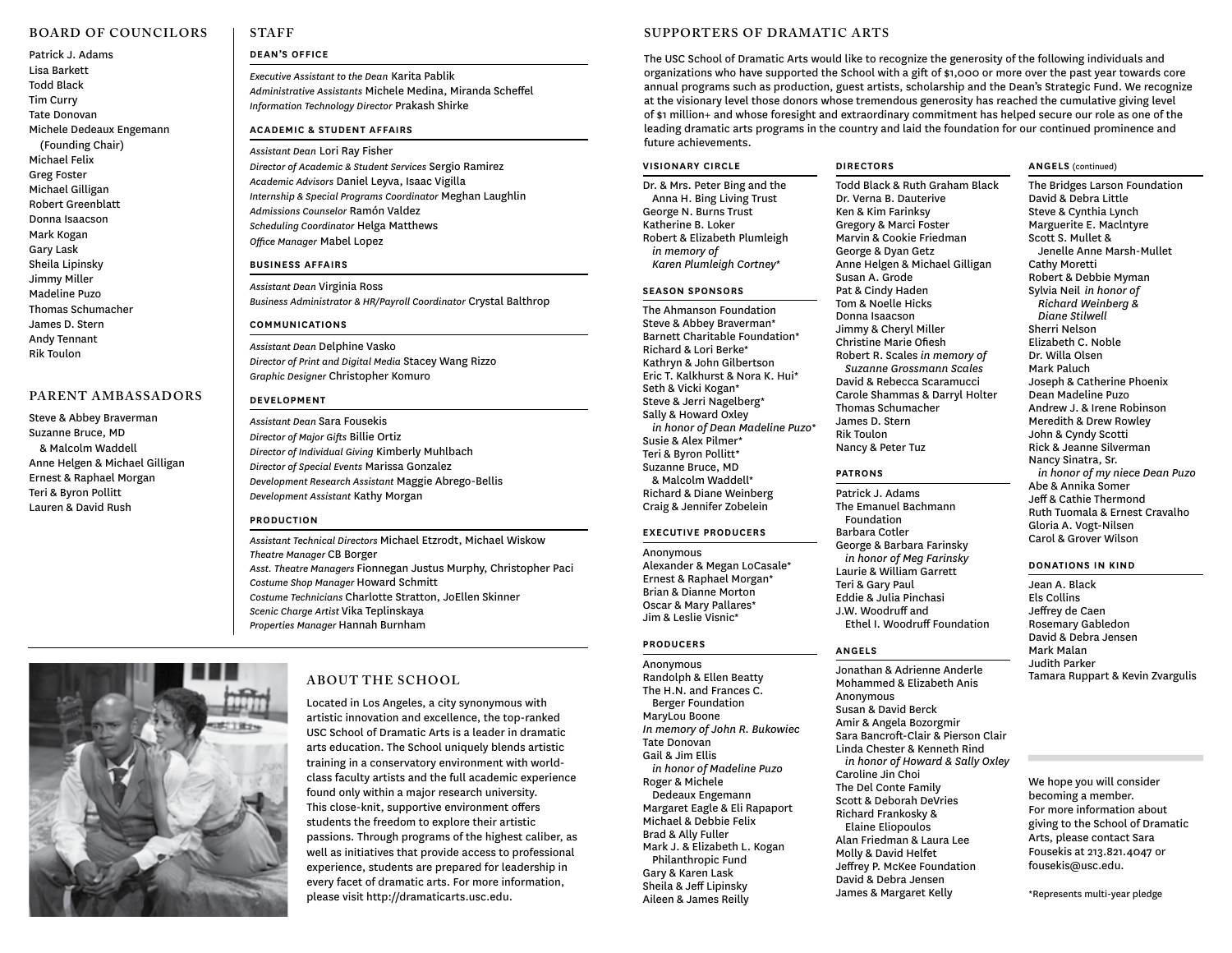## BOARD OF COUNCILORS

Patrick J. Adams
Lisa Barkett
Todd Black
Tim Curry
Tate Donovan
Michele Dedeaux Engemann (Founding Chair)
Michael Felix
Greg Foster
Michael Gilligan
Robert Greenblatt
Donna Isaacson
Mark Kogan
Gary Lask
Sheila Lipinsky
Jimmy Miller
Madeline Puzo
Thomas Schumacher
James D. Stern
Andy Tennant
Rik Toulon

## PARENT AMBASSADORS

Steve & Abbey Braverman
Suzanne Bruce, MD & Malcolm Waddell
Anne Helgen & Michael Gilligan
Ernest & Raphael Morgan
Teri & Byron Pollitt
Lauren & David Rush

## STAFF

### DEAN'S OFFICE

*Executive Assistant to the Dean* Karita Pablik
*Administrative Assistants* Michele Medina, Miranda Scheffel
*Information Technology Director* Prakash Shirke

### ACADEMIC & STUDENT AFFAIRS

*Assistant Dean* Lori Ray Fisher
*Director of Academic & Student Services* Sergio Ramirez
*Academic Advisors* Daniel Leyva, Isaac Vigilla
*Internship & Special Programs Coordinator* Meghan Laughlin
*Admissions Counselor* Ramón Valdez
*Scheduling Coordinator* Helga Matthews
*Office Manager* Mabel Lopez

### BUSINESS AFFAIRS

*Assistant Dean* Virginia Ross
*Business Administrator & HR/Payroll Coordinator* Crystal Balthrop

### COMMUNICATIONS

*Assistant Dean* Delphine Vasko
*Director of Print and Digital Media* Stacey Wang Rizzo
*Graphic Designer* Christopher Komuro

### DEVELOPMENT

*Assistant Dean* Sara Fousekis
*Director of Major Gifts* Billie Ortiz
*Director of Individual Giving* Kimberly Muhlbach
*Director of Special Events* Marissa Gonzalez
*Development Research Assistant* Maggie Abrego-Bellis
*Development Assistant* Kathy Morgan

### PRODUCTION

*Assistant Technical Directors* Michael Etzrodt, Michael Wiskow
*Theatre Manager* CB Borger
*Asst. Theatre Managers* Fionnegan Justus Murphy, Christopher Paci
*Costume Shop Manager* Howard Schmitt
*Costume Technicians* Charlotte Stratton, JoEllen Skinner
*Scenic Charge Artist* Vika Teplinskaya
*Properties Manager* Hannah Burnham

## ABOUT THE SCHOOL

Located in Los Angeles, a city synonymous with artistic innovation and excellence, the top-ranked USC School of Dramatic Arts is a leader in dramatic arts education. The School uniquely blends artistic training in a conservatory environment with world-class faculty artists and the full academic experience found only within a major research university. This close-knit, supportive environment offers students the freedom to explore their artistic passions. Through programs of the highest caliber, as well as initiatives that provide access to professional experience, students are prepared for leadership in every facet of dramatic arts. For more information, please visit http://dramaticarts.usc.edu.

## SUPPORTERS OF DRAMATIC ARTS

The USC School of Dramatic Arts would like to recognize the generosity of the following individuals and organizations who have supported the School with a gift of $1,000 or more over the past year towards core annual programs such as production, guest artists, scholarship and the Dean's Strategic Fund. We recognize at the visionary level those donors whose tremendous generosity has reached the cumulative giving level of $1 million+ and whose foresight and extraordinary commitment has helped secure our role as one of the leading dramatic arts programs in the country and laid the foundation for our continued prominence and future achievements.

### VISIONARY CIRCLE

Dr. & Mrs. Peter Bing and the Anna H. Bing Living Trust
George N. Burns Trust
Katherine B. Loker
Robert & Elizabeth Plumleigh *in memory of Karen Plumleigh Cortney**

### SEASON SPONSORS

The Ahmanson Foundation
Steve & Abbey Braverman*
Barnett Charitable Foundation*
Richard & Lori Berke*
Kathryn & John Gilbertson
Eric T. Kalkhurst & Nora K. Hui*
Seth & Vicki Kogan*
Steve & Jerri Nagelberg*
Sally & Howard Oxley *in honor of Dean Madeline Puzo**
Susie & Alex Pilmer*
Teri & Byron Pollitt*
Suzanne Bruce, MD & Malcolm Waddell*
Richard & Diane Weinberg
Craig & Jennifer Zobelein

### EXECUTIVE PRODUCERS

Anonymous
Alexander & Megan LoCasale*
Ernest & Raphael Morgan*
Brian & Dianne Morton
Oscar & Mary Pallares*
Jim & Leslie Visnic*

### PRODUCERS

Anonymous
Randolph & Ellen Beatty
The H.N. and Frances C. Berger Foundation
MaryLou Boone
*In memory of John R. Bukowiec*
Tate Donovan
Gail & Jim Ellis *in honor of Madeline Puzo*
Roger & Michele Dedeaux Engemann
Margaret Eagle & Eli Rapaport
Michael & Debbie Felix
Brad & Ally Fuller
Mark J. & Elizabeth L. Kogan Philanthropic Fund
Gary & Karen Lask
Sheila & Jeff Lipinsky
Aileen & James Reilly

### DIRECTORS

Todd Black & Ruth Graham Black
Dr. Verna B. Dauterive
Ken & Kim Farinksy
Gregory & Marci Foster
Marvin & Cookie Friedman
George & Dyan Getz
Anne Helgen & Michael Gilligan
Susan A. Grode
Pat & Cindy Haden
Tom & Noelle Hicks
Donna Isaacson
Jimmy & Cheryl Miller
Christine Marie Ofiesh
Robert R. Scales *in memory of Suzanne Grossmann Scales*
David & Rebecca Scaramucci
Carole Shammas & Darryl Holter
Thomas Schumacher
James D. Stern
Rik Toulon
Nancy & Peter Tuz

### PATRONS

Patrick J. Adams
The Emanuel Bachmann Foundation
Barbara Cotler
George & Barbara Farinsky *in honor of Meg Farinsky*
Laurie & William Garrett
Teri & Gary Paul
Eddie & Julia Pinchasi
J.W. Woodruff and Ethel I. Woodruff Foundation

### ANGELS

Jonathan & Adrienne Anderle
Mohammed & Elizabeth Anis
Anonymous
Susan & David Berck
Amir & Angela Bozorgmir
Sara Bancroft-Clair & Pierson Clair
Linda Chester & Kenneth Rind *in honor of Howard & Sally Oxley*
Caroline Jin Choi
The Del Conte Family
Scott & Deborah DeVries
Richard Frankosky & Elaine Eliopoulos
Alan Friedman & Laura Lee
Molly & David Helfet
Jeffrey P. McKee Foundation
David & Debra Jensen
James & Margaret Kelly
The Bridges Larson Foundation
David & Debra Little
Steve & Cynthia Lynch
Marguerite E. MacIntyre
Scott S. Mullet & Jenelle Anne Marsh-Mullet
Cathy Moretti
Robert & Debbie Myman
Sylvia Neil *in honor of Richard Weinberg & Diane Stilwell*
Sherri Nelson
Elizabeth C. Noble
Dr. Willa Olsen
Mark Paluch
Joseph & Catherine Phoenix
Dean Madeline Puzo
Andrew J. & Irene Robinson
Meredith & Drew Rowley
John & Cyndy Scotti
Rick & Jeanne Silverman
Nancy Sinatra, Sr. *in honor of my niece Dean Puzo*
Abe & Annika Somer
Jeff & Cathie Thermond
Ruth Tuomala & Ernest Cravalho
Gloria A. Vogt-Nilsen
Carol & Grover Wilson

### DONATIONS IN KIND

Jean A. Black
Els Collins
Jeffrey de Caen
Rosemary Gabledon
David & Debra Jensen
Mark Malan
Judith Parker
Tamara Ruppart & Kevin Zvargulis

We hope you will consider becoming a member. For more information about giving to the School of Dramatic Arts, please contact Sara Fousekis at 213.821.4047 or fousekis@usc.edu.

*Represents multi-year pledge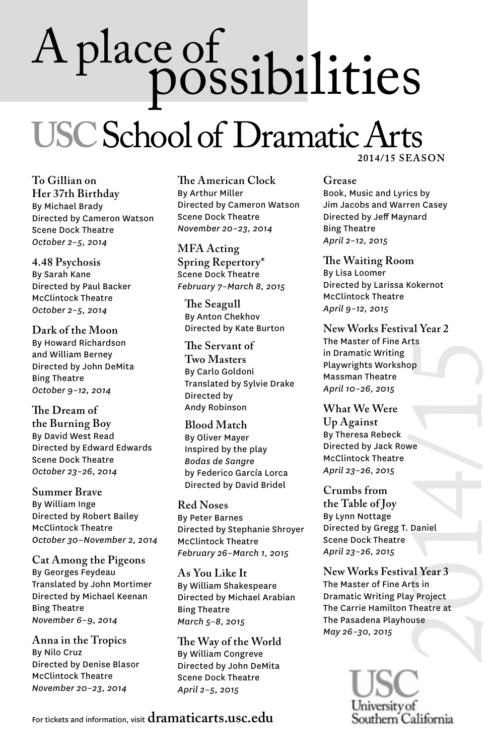# A place of possibilities

## USC School of Dramatic Arts

2014/15 SEASON

### To Gillian on Her 37th Birthday
By Michael Brady
Directed by Cameron Watson
Scene Dock Theatre
*October 2–5, 2014*

### 4.48 Psychosis
By Sarah Kane
Directed by Paul Backer
McClintock Theatre
*October 2–5, 2014*

### Dark of the Moon
By Howard Richardson and William Berney
Directed by John DeMita
Bing Theatre
*October 9–12, 2014*

### The Dream of the Burning Boy
By David West Read
Directed by Edward Edwards
Scene Dock Theatre
*October 23–26, 2014*

### Summer Brave
By William Inge
Directed by Robert Bailey
McClintock Theatre
*October 30–November 2, 2014*

### Cat Among the Pigeons
By Georges Feydeau
Translated by John Mortimer
Directed by Michael Keenan
Bing Theatre
*November 6–9, 2014*

### Anna in the Tropics
By Nilo Cruz
Directed by Denise Blasor
McClintock Theatre
*November 20–23, 2014*

### The American Clock
By Arthur Miller
Directed by Cameron Watson
Scene Dock Theatre
*November 20–23, 2014*

### MFA Acting Spring Repertory*
Scene Dock Theatre
*February 7–March 8, 2015*

#### The Seagull
By Anton Chekhov
Directed by Kate Burton

#### The Servant of Two Masters
By Carlo Goldoni
Translated by Sylvie Drake
Directed by Andy Robinson

#### Blood Match
By Oliver Mayer
Inspired by the play *Bodas de Sangre* by Federico García Lorca
Directed by David Bridel

### Red Noses
By Peter Barnes
Directed by Stephanie Shroyer
McClintock Theatre
*February 26–March 1, 2015*

### As You Like It
By William Shakespeare
Directed by Michael Arabian
Bing Theatre
*March 5–8, 2015*

### The Way of the World
By William Congreve
Directed by John DeMita
Scene Dock Theatre
*April 2–5, 2015*

### Grease
Book, Music and Lyrics by Jim Jacobs and Warren Casey
Directed by Jeff Maynard
Bing Theatre
*April 2–12, 2015*

### The Waiting Room
By Lisa Loomer
Directed by Larissa Kokernot
McClintock Theatre
*April 9–12, 2015*

### New Works Festival Year 2
The Master of Fine Arts in Dramatic Writing Playwrights Workshop
Massman Theatre
*April 10–26, 2015*

### What We Were Up Against
By Theresa Rebeck
Directed by Jack Rowe
McClintock Theatre
*April 23–26, 2015*

### Crumbs from the Table of Joy
By Lynn Nottage
Directed by Gregg T. Daniel
Scene Dock Theatre
*April 23–26, 2015*

### New Works Festival Year 3
The Master of Fine Arts in Dramatic Writing Play Project
The Carrie Hamilton Theatre at The Pasadena Playhouse
*May 26–30, 2015*

2014/15

For tickets and information, visit **dramaticarts.usc.edu**

USC University of Southern California